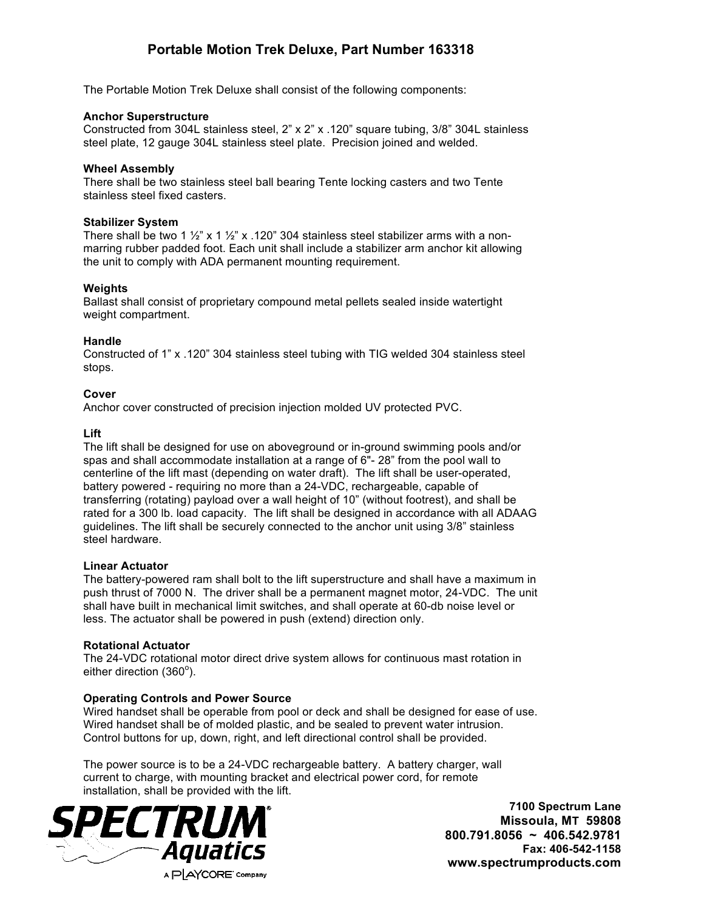# Portable Motion Trek Deluxe, Part Number 163318

The Portable Motion Trek Deluxe shall consist of the following components:

**Anchor Superstructure**
Constructed from 304L stainless steel, 2" x 2" x .120" square tubing, 3/8" 304L stainless steel plate, 12 gauge 304L stainless steel plate. Precision joined and welded.

**Wheel Assembly**
There shall be two stainless steel ball bearing Tente locking casters and two Tente stainless steel fixed casters.

**Stabilizer System**
There shall be two 1 ½" x 1 ½" x .120" 304 stainless steel stabilizer arms with a non-marring rubber padded foot. Each unit shall include a stabilizer arm anchor kit allowing the unit to comply with ADA permanent mounting requirement.

**Weights**
Ballast shall consist of proprietary compound metal pellets sealed inside watertight weight compartment.

**Handle**
Constructed of 1" x .120" 304 stainless steel tubing with TIG welded 304 stainless steel stops.

**Cover**
Anchor cover constructed of precision injection molded UV protected PVC.

**Lift**
The lift shall be designed for use on aboveground or in-ground swimming pools and/or spas and shall accommodate installation at a range of 6"- 28" from the pool wall to centerline of the lift mast (depending on water draft). The lift shall be user-operated, battery powered - requiring no more than a 24-VDC, rechargeable, capable of transferring (rotating) payload over a wall height of 10" (without footrest), and shall be rated for a 300 lb. load capacity. The lift shall be designed in accordance with all ADAAG guidelines. The lift shall be securely connected to the anchor unit using 3/8" stainless steel hardware.

**Linear Actuator**
The battery-powered ram shall bolt to the lift superstructure and shall have a maximum in push thrust of 7000 N. The driver shall be a permanent magnet motor, 24-VDC. The unit shall have built in mechanical limit switches, and shall operate at 60-db noise level or less. The actuator shall be powered in push (extend) direction only.

**Rotational Actuator**
The 24-VDC rotational motor direct drive system allows for continuous mast rotation in either direction (360$^{o}$).

**Operating Controls and Power Source**
Wired handset shall be operable from pool or deck and shall be designed for ease of use. Wired handset shall be of molded plastic, and be sealed to prevent water intrusion. Control buttons for up, down, right, and left directional control shall be provided.

The power source is to be a 24-VDC rechargeable battery. A battery charger, wall current to charge, with mounting bracket and electrical power cord, for remote installation, shall be provided with the lift.

SPECTRUM® Aquatics
A PLAYCORE® Company

**7100 Spectrum Lane**
**Missoula, MT 59808**
**800.791.8056 ~ 406.542.9781**
**Fax: 406-542-1158**
**www.spectrumproducts.com**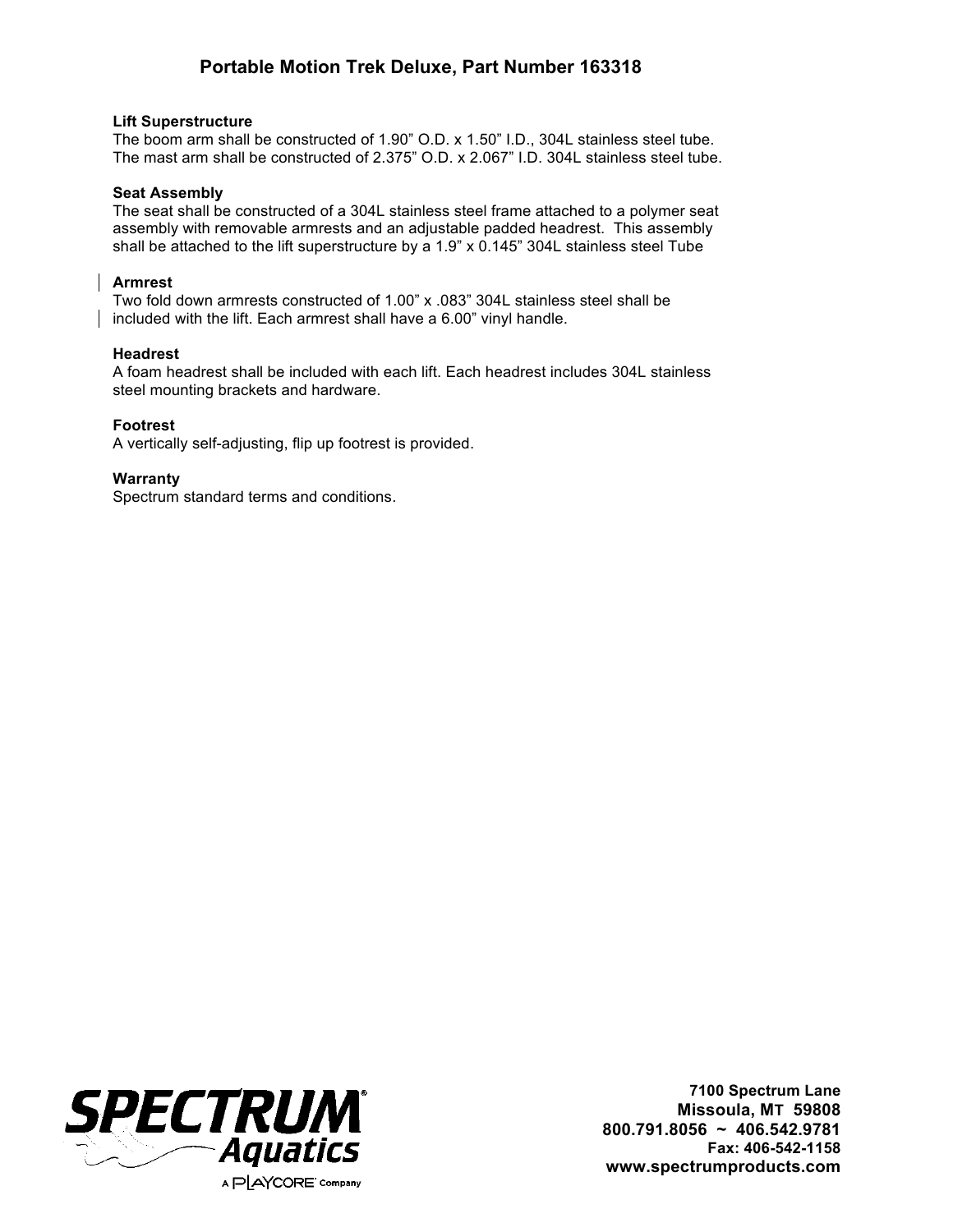## Portable Motion Trek Deluxe, Part Number 163318

**Lift Superstructure**
The boom arm shall be constructed of 1.90” O.D. x 1.50” I.D., 304L stainless steel tube. The mast arm shall be constructed of 2.375” O.D. x 2.067” I.D. 304L stainless steel tube.

**Seat Assembly**
The seat shall be constructed of a 304L stainless steel frame attached to a polymer seat assembly with removable armrests and an adjustable padded headrest. This assembly shall be attached to the lift superstructure by a 1.9” x 0.145” 304L stainless steel Tube

**Armrest**
Two fold down armrests constructed of 1.00” x .083” 304L stainless steel shall be included with the lift. Each armrest shall have a 6.00” vinyl handle.

**Headrest**
A foam headrest shall be included with each lift. Each headrest includes 304L stainless steel mounting brackets and hardware.

**Footrest**
A vertically self-adjusting, flip up footrest is provided.

**Warranty**
Spectrum standard terms and conditions.

SPECTRUM® Aquatics
A PLAYCORE® Company

7100 Spectrum Lane
Missoula, MT 59808
800.791.8056 ~ 406.542.9781
Fax: 406-542-1158
www.spectrumproducts.com